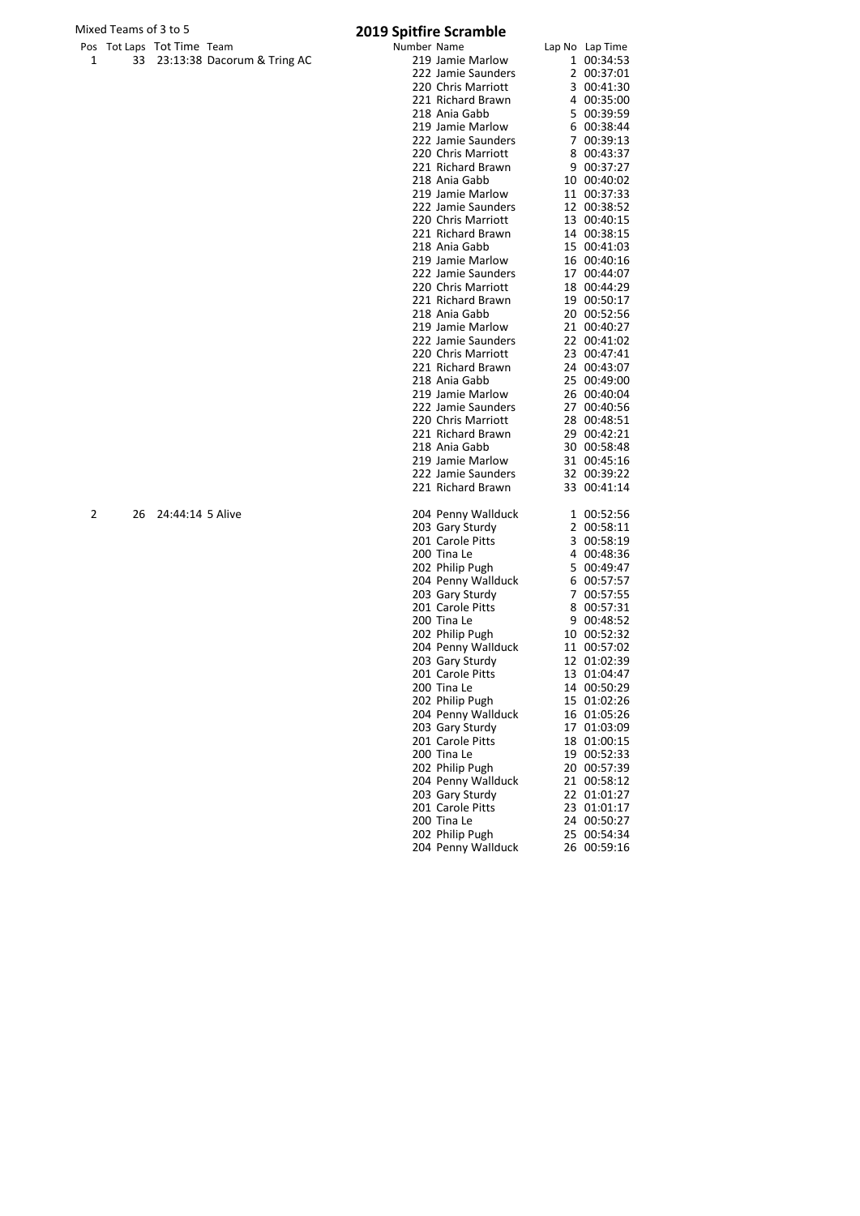Mixed Teams of 3 to 5

# 2019 Spitfire Scramble

| Pos | Tot Laps | Tot Time | Team | Number | Name | Lap No | Lap Time |
|---|---|---|---|---|---|---|---|
| 1 | 33 | 23:13:38 | Dacorum & Tring AC | 219 | Jamie Marlow | 1 | 00:34:53 |
| | | | | 222 | Jamie Saunders | 2 | 00:37:01 |
| | | | | 220 | Chris Marriott | 3 | 00:41:30 |
| | | | | 221 | Richard Brawn | 4 | 00:35:00 |
| | | | | 218 | Ania Gabb | 5 | 00:39:59 |
| | | | | 219 | Jamie Marlow | 6 | 00:38:44 |
| | | | | 222 | Jamie Saunders | 7 | 00:39:13 |
| | | | | 220 | Chris Marriott | 8 | 00:43:37 |
| | | | | 221 | Richard Brawn | 9 | 00:37:27 |
| | | | | 218 | Ania Gabb | 10 | 00:40:02 |
| | | | | 219 | Jamie Marlow | 11 | 00:37:33 |
| | | | | 222 | Jamie Saunders | 12 | 00:38:52 |
| | | | | 220 | Chris Marriott | 13 | 00:40:15 |
| | | | | 221 | Richard Brawn | 14 | 00:38:15 |
| | | | | 218 | Ania Gabb | 15 | 00:41:03 |
| | | | | 219 | Jamie Marlow | 16 | 00:40:16 |
| | | | | 222 | Jamie Saunders | 17 | 00:44:07 |
| | | | | 220 | Chris Marriott | 18 | 00:44:29 |
| | | | | 221 | Richard Brawn | 19 | 00:50:17 |
| | | | | 218 | Ania Gabb | 20 | 00:52:56 |
| | | | | 219 | Jamie Marlow | 21 | 00:40:27 |
| | | | | 222 | Jamie Saunders | 22 | 00:41:02 |
| | | | | 220 | Chris Marriott | 23 | 00:47:41 |
| | | | | 221 | Richard Brawn | 24 | 00:43:07 |
| | | | | 218 | Ania Gabb | 25 | 00:49:00 |
| | | | | 219 | Jamie Marlow | 26 | 00:40:04 |
| | | | | 222 | Jamie Saunders | 27 | 00:40:56 |
| | | | | 220 | Chris Marriott | 28 | 00:48:51 |
| | | | | 221 | Richard Brawn | 29 | 00:42:21 |
| | | | | 218 | Ania Gabb | 30 | 00:58:48 |
| | | | | 219 | Jamie Marlow | 31 | 00:45:16 |
| | | | | 222 | Jamie Saunders | 32 | 00:39:22 |
| | | | | 221 | Richard Brawn | 33 | 00:41:14 |
| 2 | 26 | 24:44:14 | 5 Alive | 204 | Penny Wallduck | 1 | 00:52:56 |
| | | | | 203 | Gary Sturdy | 2 | 00:58:11 |
| | | | | 201 | Carole Pitts | 3 | 00:58:19 |
| | | | | 200 | Tina Le | 4 | 00:48:36 |
| | | | | 202 | Philip Pugh | 5 | 00:49:47 |
| | | | | 204 | Penny Wallduck | 6 | 00:57:57 |
| | | | | 203 | Gary Sturdy | 7 | 00:57:55 |
| | | | | 201 | Carole Pitts | 8 | 00:57:31 |
| | | | | 200 | Tina Le | 9 | 00:48:52 |
| | | | | 202 | Philip Pugh | 10 | 00:52:32 |
| | | | | 204 | Penny Wallduck | 11 | 00:57:02 |
| | | | | 203 | Gary Sturdy | 12 | 01:02:39 |
| | | | | 201 | Carole Pitts | 13 | 01:04:47 |
| | | | | 200 | Tina Le | 14 | 00:50:29 |
| | | | | 202 | Philip Pugh | 15 | 01:02:26 |
| | | | | 204 | Penny Wallduck | 16 | 01:05:26 |
| | | | | 203 | Gary Sturdy | 17 | 01:03:09 |
| | | | | 201 | Carole Pitts | 18 | 01:00:15 |
| | | | | 200 | Tina Le | 19 | 00:52:33 |
| | | | | 202 | Philip Pugh | 20 | 00:57:39 |
| | | | | 204 | Penny Wallduck | 21 | 00:58:12 |
| | | | | 203 | Gary Sturdy | 22 | 01:01:27 |
| | | | | 201 | Carole Pitts | 23 | 01:01:17 |
| | | | | 200 | Tina Le | 24 | 00:50:27 |
| | | | | 202 | Philip Pugh | 25 | 00:54:34 |
| | | | | 204 | Penny Wallduck | 26 | 00:59:16 |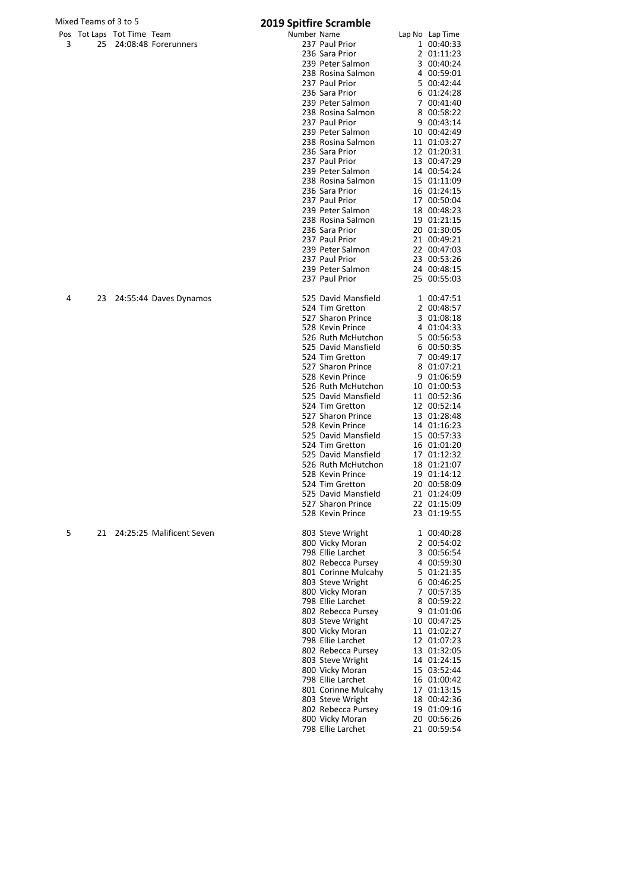Mixed Teams of 3 to 5

# 2019 Spitfire Scramble

| Pos | Tot Laps | Tot Time | Team | Number | Name | Lap No | Lap Time |
|---|---|---|---|---|---|---|---|
| 3 | 25 | 24:08:48 | Forerunners | 237 | Paul Prior | 1 | 00:40:33 |
| | | | | 236 | Sara Prior | 2 | 01:11:23 |
| | | | | 239 | Peter Salmon | 3 | 00:40:24 |
| | | | | 238 | Rosina Salmon | 4 | 00:59:01 |
| | | | | 237 | Paul Prior | 5 | 00:42:44 |
| | | | | 236 | Sara Prior | 6 | 01:24:28 |
| | | | | 239 | Peter Salmon | 7 | 00:41:40 |
| | | | | 238 | Rosina Salmon | 8 | 00:58:22 |
| | | | | 237 | Paul Prior | 9 | 00:43:14 |
| | | | | 239 | Peter Salmon | 10 | 00:42:49 |
| | | | | 238 | Rosina Salmon | 11 | 01:03:27 |
| | | | | 236 | Sara Prior | 12 | 01:20:31 |
| | | | | 237 | Paul Prior | 13 | 00:47:29 |
| | | | | 239 | Peter Salmon | 14 | 00:54:24 |
| | | | | 238 | Rosina Salmon | 15 | 01:11:09 |
| | | | | 236 | Sara Prior | 16 | 01:24:15 |
| | | | | 237 | Paul Prior | 17 | 00:50:04 |
| | | | | 239 | Peter Salmon | 18 | 00:48:23 |
| | | | | 238 | Rosina Salmon | 19 | 01:21:15 |
| | | | | 236 | Sara Prior | 20 | 01:30:05 |
| | | | | 237 | Paul Prior | 21 | 00:49:21 |
| | | | | 239 | Peter Salmon | 22 | 00:47:03 |
| | | | | 237 | Paul Prior | 23 | 00:53:26 |
| | | | | 239 | Peter Salmon | 24 | 00:48:15 |
| | | | | 237 | Paul Prior | 25 | 00:55:03 |
| 4 | 23 | 24:55:44 | Daves Dynamos | 525 | David Mansfield | 1 | 00:47:51 |
| | | | | 524 | Tim Gretton | 2 | 00:48:57 |
| | | | | 527 | Sharon Prince | 3 | 01:08:18 |
| | | | | 528 | Kevin Prince | 4 | 01:04:33 |
| | | | | 526 | Ruth McHutchon | 5 | 00:56:53 |
| | | | | 525 | David Mansfield | 6 | 00:50:35 |
| | | | | 524 | Tim Gretton | 7 | 00:49:17 |
| | | | | 527 | Sharon Prince | 8 | 01:07:21 |
| | | | | 528 | Kevin Prince | 9 | 01:06:59 |
| | | | | 526 | Ruth McHutchon | 10 | 01:00:53 |
| | | | | 525 | David Mansfield | 11 | 00:52:36 |
| | | | | 524 | Tim Gretton | 12 | 00:52:14 |
| | | | | 527 | Sharon Prince | 13 | 01:28:48 |
| | | | | 528 | Kevin Prince | 14 | 01:16:23 |
| | | | | 525 | David Mansfield | 15 | 00:57:33 |
| | | | | 524 | Tim Gretton | 16 | 01:01:20 |
| | | | | 525 | David Mansfield | 17 | 01:12:32 |
| | | | | 526 | Ruth McHutchon | 18 | 01:21:07 |
| | | | | 528 | Kevin Prince | 19 | 01:14:12 |
| | | | | 524 | Tim Gretton | 20 | 00:58:09 |
| | | | | 525 | David Mansfield | 21 | 01:24:09 |
| | | | | 527 | Sharon Prince | 22 | 01:15:09 |
| | | | | 528 | Kevin Prince | 23 | 01:19:55 |
| 5 | 21 | 24:25:25 | Malificent Seven | 803 | Steve Wright | 1 | 00:40:28 |
| | | | | 800 | Vicky Moran | 2 | 00:54:02 |
| | | | | 798 | Ellie Larchet | 3 | 00:56:54 |
| | | | | 802 | Rebecca Pursey | 4 | 00:59:30 |
| | | | | 801 | Corinne Mulcahy | 5 | 01:21:35 |
| | | | | 803 | Steve Wright | 6 | 00:46:25 |
| | | | | 800 | Vicky Moran | 7 | 00:57:35 |
| | | | | 798 | Ellie Larchet | 8 | 00:59:22 |
| | | | | 802 | Rebecca Pursey | 9 | 01:01:06 |
| | | | | 803 | Steve Wright | 10 | 00:47:25 |
| | | | | 800 | Vicky Moran | 11 | 01:02:27 |
| | | | | 798 | Ellie Larchet | 12 | 01:07:23 |
| | | | | 802 | Rebecca Pursey | 13 | 01:32:05 |
| | | | | 803 | Steve Wright | 14 | 01:24:15 |
| | | | | 800 | Vicky Moran | 15 | 03:52:44 |
| | | | | 798 | Ellie Larchet | 16 | 01:00:42 |
| | | | | 801 | Corinne Mulcahy | 17 | 01:13:15 |
| | | | | 803 | Steve Wright | 18 | 00:42:36 |
| | | | | 802 | Rebecca Pursey | 19 | 01:09:16 |
| | | | | 800 | Vicky Moran | 20 | 00:56:26 |
| | | | | 798 | Ellie Larchet | 21 | 00:59:54 |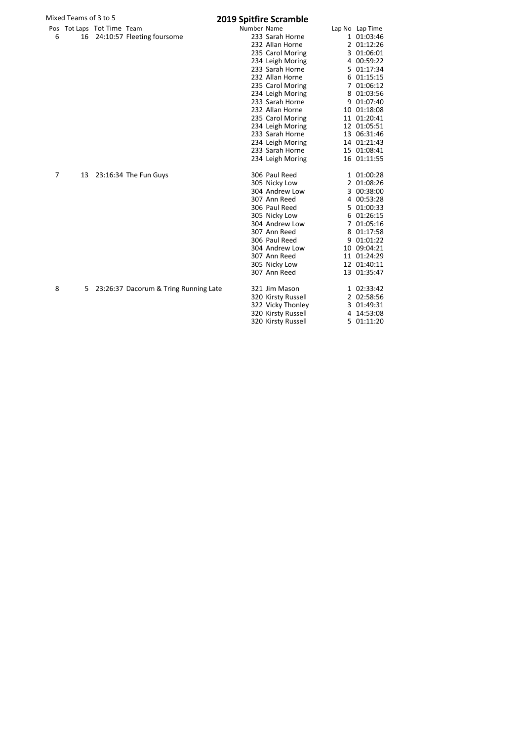Mixed Teams of 3 to 5

# 2019 Spitfire Scramble

| Pos | Tot Laps | Tot Time | Team | Number | Name | Lap No | Lap Time |
|---|---|---|---|---|---|---|---|
| 6 | 16 | 24:10:57 | Fleeting foursome | 233 | Sarah Horne | 1 | 01:03:46 |
| | | | | 232 | Allan Horne | 2 | 01:12:26 |
| | | | | 235 | Carol Moring | 3 | 01:06:01 |
| | | | | 234 | Leigh Moring | 4 | 00:59:22 |
| | | | | 233 | Sarah Horne | 5 | 01:17:34 |
| | | | | 232 | Allan Horne | 6 | 01:15:15 |
| | | | | 235 | Carol Moring | 7 | 01:06:12 |
| | | | | 234 | Leigh Moring | 8 | 01:03:56 |
| | | | | 233 | Sarah Horne | 9 | 01:07:40 |
| | | | | 232 | Allan Horne | 10 | 01:18:08 |
| | | | | 235 | Carol Moring | 11 | 01:20:41 |
| | | | | 234 | Leigh Moring | 12 | 01:05:51 |
| | | | | 233 | Sarah Horne | 13 | 06:31:46 |
| | | | | 234 | Leigh Moring | 14 | 01:21:43 |
| | | | | 233 | Sarah Horne | 15 | 01:08:41 |
| | | | | 234 | Leigh Moring | 16 | 01:11:55 |
| 7 | 13 | 23:16:34 | The Fun Guys | 306 | Paul Reed | 1 | 01:00:28 |
| | | | | 305 | Nicky Low | 2 | 01:08:26 |
| | | | | 304 | Andrew Low | 3 | 00:38:00 |
| | | | | 307 | Ann Reed | 4 | 00:53:28 |
| | | | | 306 | Paul Reed | 5 | 01:00:33 |
| | | | | 305 | Nicky Low | 6 | 01:26:15 |
| | | | | 304 | Andrew Low | 7 | 01:05:16 |
| | | | | 307 | Ann Reed | 8 | 01:17:58 |
| | | | | 306 | Paul Reed | 9 | 01:01:22 |
| | | | | 304 | Andrew Low | 10 | 09:04:21 |
| | | | | 307 | Ann Reed | 11 | 01:24:29 |
| | | | | 305 | Nicky Low | 12 | 01:40:11 |
| | | | | 307 | Ann Reed | 13 | 01:35:47 |
| 8 | 5 | 23:26:37 | Dacorum & Tring Running Late | 321 | Jim Mason | 1 | 02:33:42 |
| | | | | 320 | Kirsty Russell | 2 | 02:58:56 |
| | | | | 322 | Vicky Thonley | 3 | 01:49:31 |
| | | | | 320 | Kirsty Russell | 4 | 14:53:08 |
| | | | | 320 | Kirsty Russell | 5 | 01:11:20 |